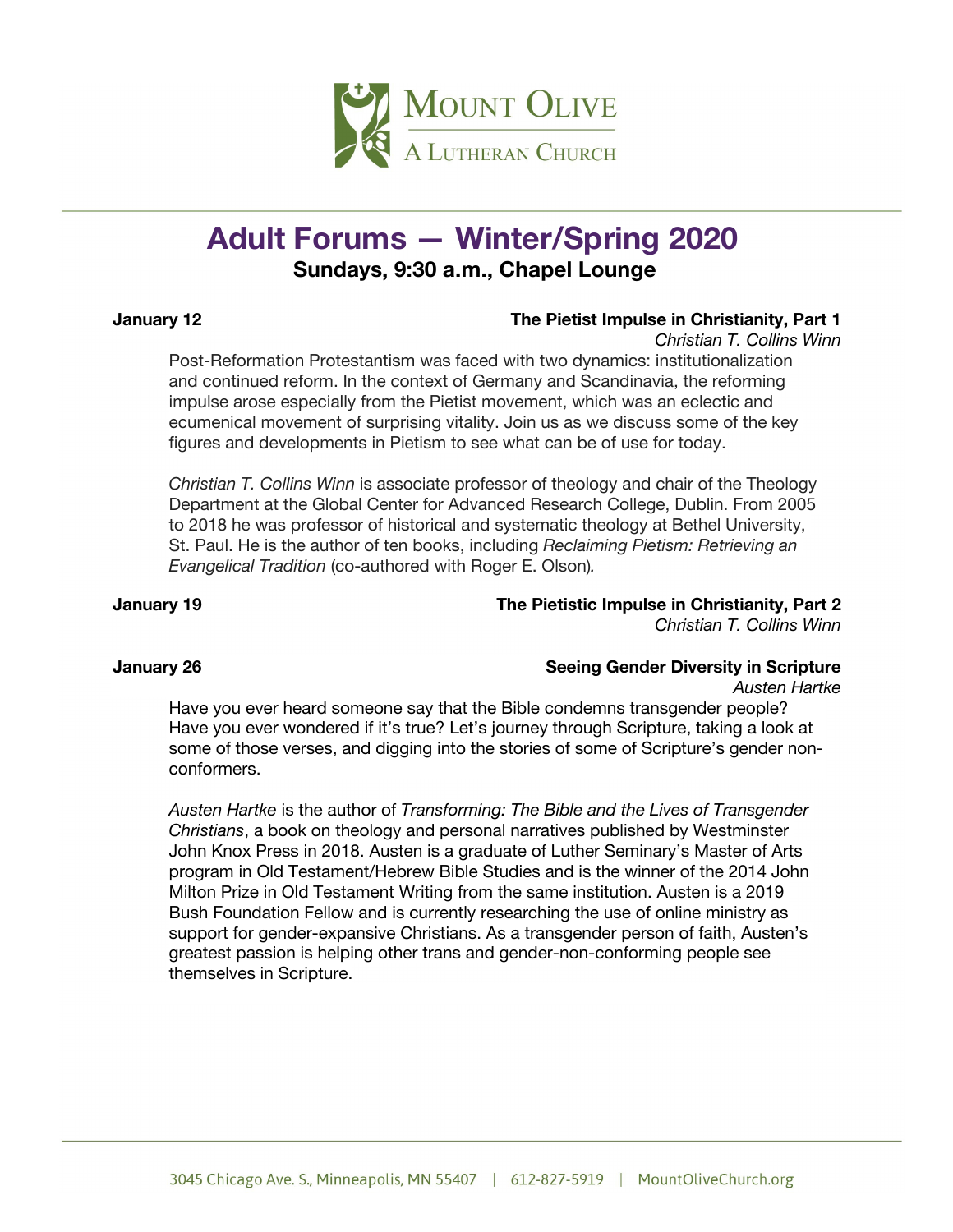Mount Olive
A Lutheran Church

# Adult Forums — Winter/Spring 2020

**Sundays, 9:30 a.m., Chapel Lounge**

**January 12** — **The Pietist Impulse in Christianity, Part 1**
*Christian T. Collins Winn*

Post-Reformation Protestantism was faced with two dynamics: institutionalization and continued reform. In the context of Germany and Scandinavia, the reforming impulse arose especially from the Pietist movement, which was an eclectic and ecumenical movement of surprising vitality. Join us as we discuss some of the key figures and developments in Pietism to see what can be of use for today.

*Christian T. Collins Winn* is associate professor of theology and chair of the Theology Department at the Global Center for Advanced Research College, Dublin. From 2005 to 2018 he was professor of historical and systematic theology at Bethel University, St. Paul. He is the author of ten books, including *Reclaiming Pietism: Retrieving an Evangelical Tradition* (co-authored with Roger E. Olson).

**January 19** — **The Pietistic Impulse in Christianity, Part 2**
*Christian T. Collins Winn*

**January 26** — **Seeing Gender Diversity in Scripture**
*Austen Hartke*

Have you ever heard someone say that the Bible condemns transgender people? Have you ever wondered if it's true? Let's journey through Scripture, taking a look at some of those verses, and digging into the stories of some of Scripture's gender non-conformers.

*Austen Hartke* is the author of *Transforming: The Bible and the Lives of Transgender Christians*, a book on theology and personal narratives published by Westminster John Knox Press in 2018. Austen is a graduate of Luther Seminary's Master of Arts program in Old Testament/Hebrew Bible Studies and is the winner of the 2014 John Milton Prize in Old Testament Writing from the same institution. Austen is a 2019 Bush Foundation Fellow and is currently researching the use of online ministry as support for gender-expansive Christians. As a transgender person of faith, Austen's greatest passion is helping other trans and gender-non-conforming people see themselves in Scripture.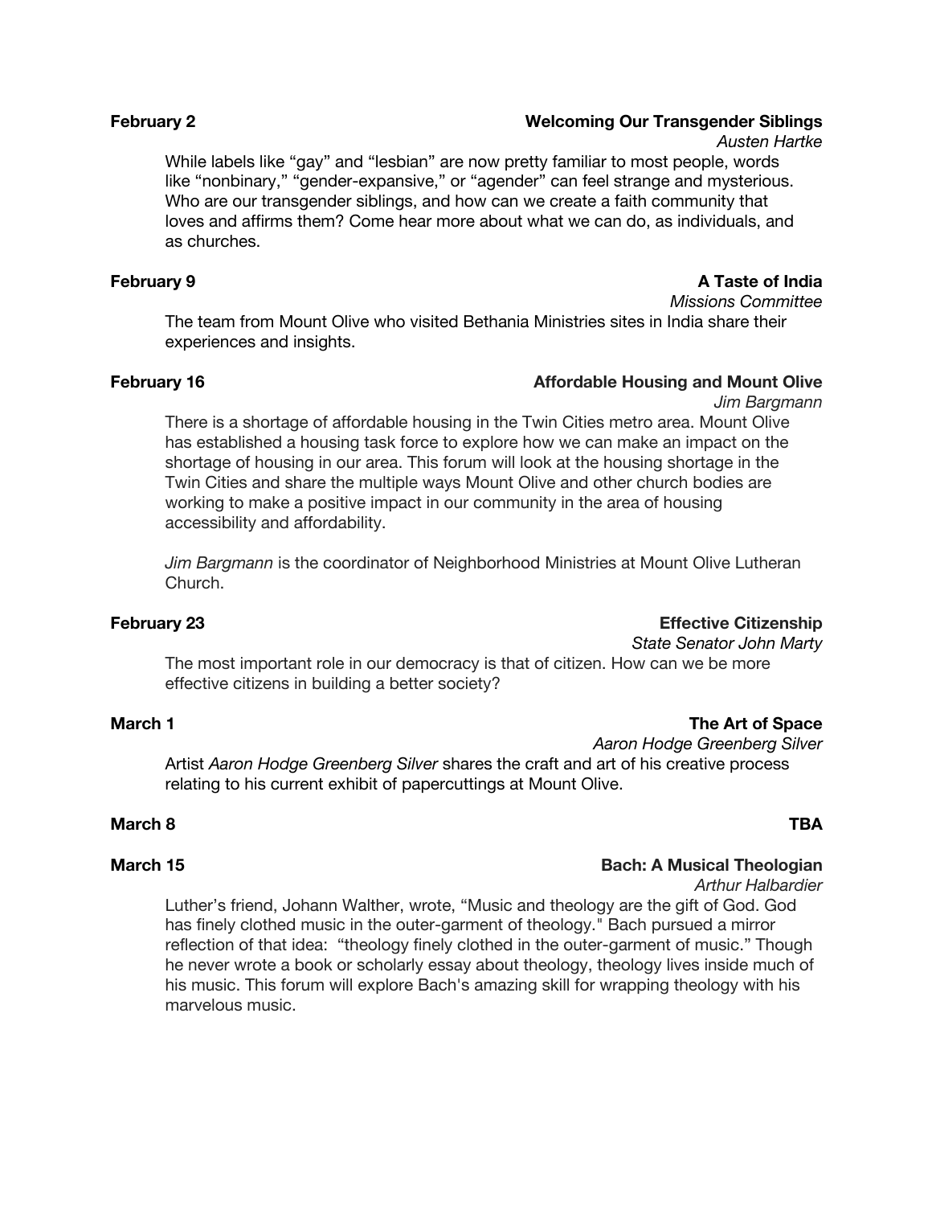**February 2** **Welcoming Our Transgender Siblings**

*Austen Hartke*

While labels like “gay” and “lesbian” are now pretty familiar to most people, words like “nonbinary,” “gender-expansive,” or “agender” can feel strange and mysterious. Who are our transgender siblings, and how can we create a faith community that loves and affirms them? Come hear more about what we can do, as individuals, and as churches.

**February 9** **A Taste of India**

*Missions Committee*

The team from Mount Olive who visited Bethania Ministries sites in India share their experiences and insights.

**February 16** **Affordable Housing and Mount Olive**

*Jim Bargmann*

There is a shortage of affordable housing in the Twin Cities metro area. Mount Olive has established a housing task force to explore how we can make an impact on the shortage of housing in our area. This forum will look at the housing shortage in the Twin Cities and share the multiple ways Mount Olive and other church bodies are working to make a positive impact in our community in the area of housing accessibility and affordability.

*Jim Bargmann* is the coordinator of Neighborhood Ministries at Mount Olive Lutheran Church.

**February 23** **Effective Citizenship**

*State Senator John Marty*

The most important role in our democracy is that of citizen. How can we be more effective citizens in building a better society?

**March 1** **The Art of Space**

*Aaron Hodge Greenberg Silver*

Artist *Aaron Hodge Greenberg Silver* shares the craft and art of his creative process relating to his current exhibit of papercuttings at Mount Olive.

**March 8** **TBA**

**March 15** **Bach: A Musical Theologian**

*Arthur Halbardier*

Luther’s friend, Johann Walther, wrote, “Music and theology are the gift of God. God has finely clothed music in the outer-garment of theology." Bach pursued a mirror reflection of that idea: “theology finely clothed in the outer-garment of music.” Though he never wrote a book or scholarly essay about theology, theology lives inside much of his music. This forum will explore Bach's amazing skill for wrapping theology with his marvelous music.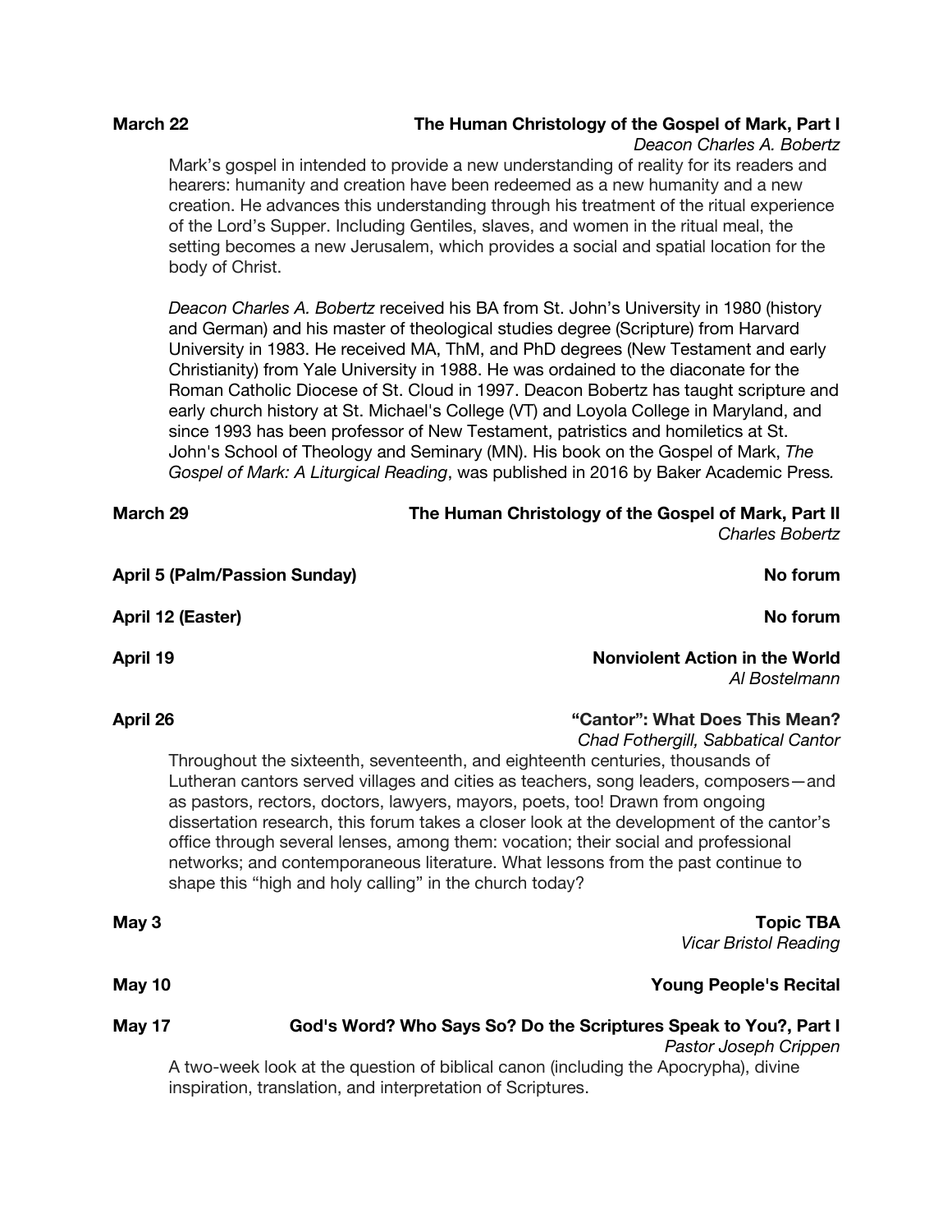**March 22** — **The Human Christology of the Gospel of Mark, Part I**
*Deacon Charles A. Bobertz*

Mark's gospel in intended to provide a new understanding of reality for its readers and hearers: humanity and creation have been redeemed as a new humanity and a new creation. He advances this understanding through his treatment of the ritual experience of the Lord's Supper. Including Gentiles, slaves, and women in the ritual meal, the setting becomes a new Jerusalem, which provides a social and spatial location for the body of Christ.

*Deacon Charles A. Bobertz* received his BA from St. John's University in 1980 (history and German) and his master of theological studies degree (Scripture) from Harvard University in 1983. He received MA, ThM, and PhD degrees (New Testament and early Christianity) from Yale University in 1988. He was ordained to the diaconate for the Roman Catholic Diocese of St. Cloud in 1997. Deacon Bobertz has taught scripture and early church history at St. Michael's College (VT) and Loyola College in Maryland, and since 1993 has been professor of New Testament, patristics and homiletics at St. John's School of Theology and Seminary (MN). His book on the Gospel of Mark, *The Gospel of Mark: A Liturgical Reading*, was published in 2016 by Baker Academic Press*.*

**March 29** — **The Human Christology of the Gospel of Mark, Part II**
*Charles Bobertz*

**April 5 (Palm/Passion Sunday)** — **No forum**

**April 12 (Easter)** — **No forum**

**April 19** — **Nonviolent Action in the World**
*Al Bostelmann*

**April 26** — **"Cantor": What Does This Mean?**
*Chad Fothergill, Sabbatical Cantor*

Throughout the sixteenth, seventeenth, and eighteenth centuries, thousands of Lutheran cantors served villages and cities as teachers, song leaders, composers—and as pastors, rectors, doctors, lawyers, mayors, poets, too! Drawn from ongoing dissertation research, this forum takes a closer look at the development of the cantor's office through several lenses, among them: vocation; their social and professional networks; and contemporaneous literature. What lessons from the past continue to shape this "high and holy calling" in the church today?

**May 3** — **Topic TBA**
*Vicar Bristol Reading*

**May 10** — **Young People's Recital**

**May 17** — **God's Word? Who Says So? Do the Scriptures Speak to You?, Part I**
*Pastor Joseph Crippen*

A two-week look at the question of biblical canon (including the Apocrypha), divine inspiration, translation, and interpretation of Scriptures.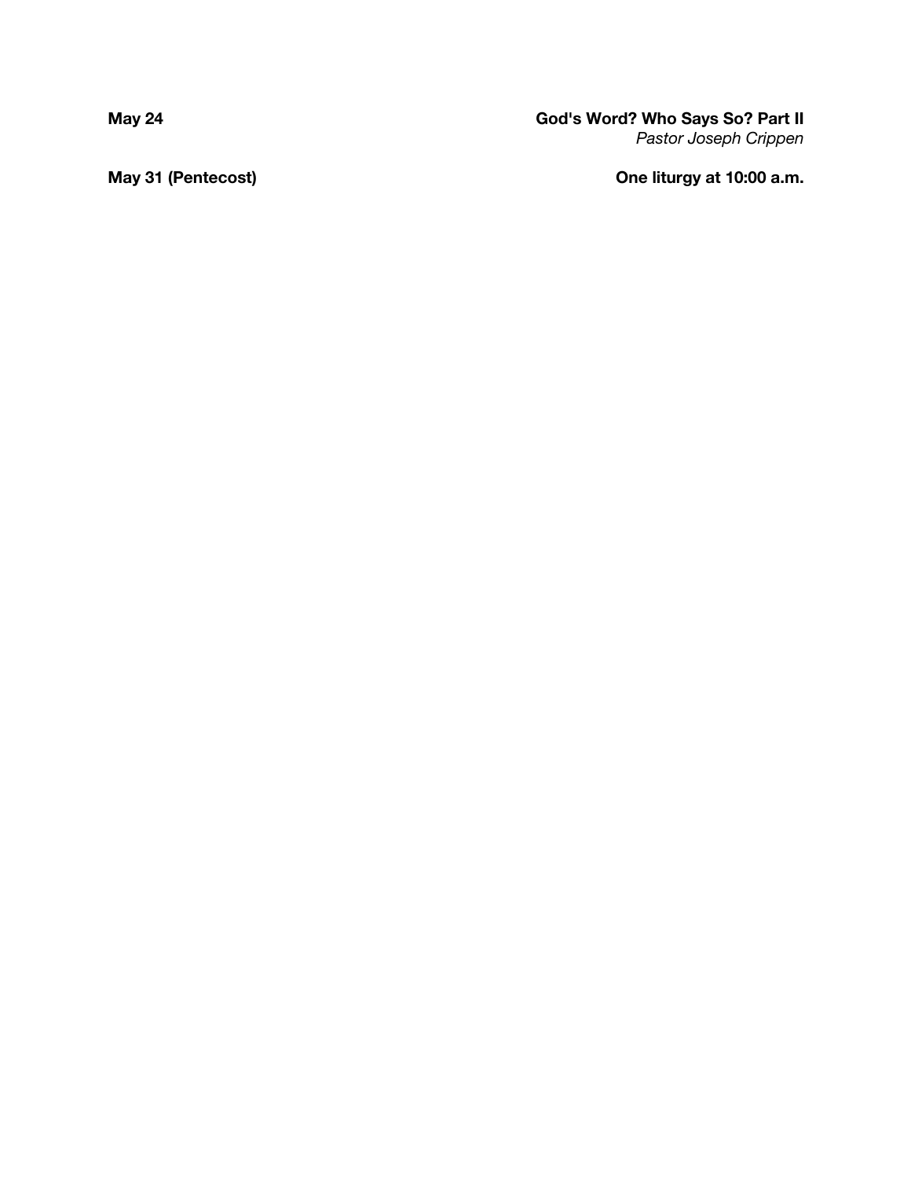**May 24**

**God's Word? Who Says So? Part II**
*Pastor Joseph Crippen*

**May 31 (Pentecost)**

**One liturgy at 10:00 a.m.**